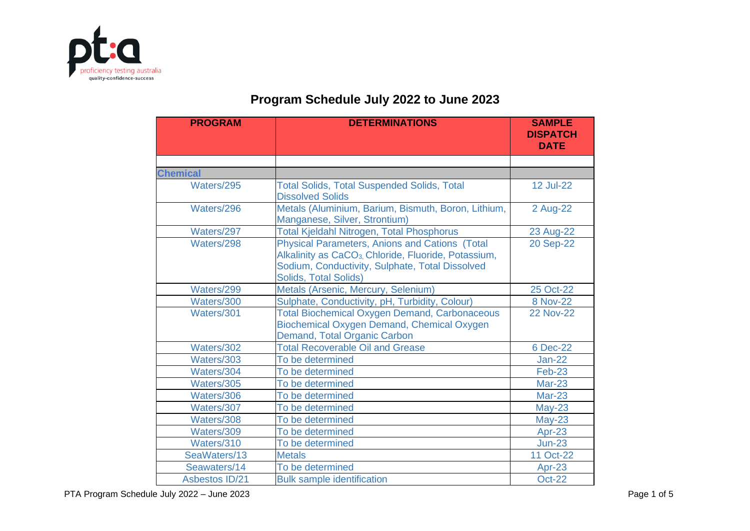# Program Schedule July 2022 to June 2023

| PROGRAM | DETERMINATIONS | SAMPLE DISPATCH DATE |
|---|---|---|
| | | |
| **Chemical** | | |
| Waters/295 | Total Solids, Total Suspended Solids, Total Dissolved Solids | 12 Jul-22 |
| Waters/296 | Metals (Aluminium, Barium, Bismuth, Boron, Lithium, Manganese, Silver, Strontium) | 2 Aug-22 |
| Waters/297 | Total Kjeldahl Nitrogen, Total Phosphorus | 23 Aug-22 |
| Waters/298 | Physical Parameters, Anions and Cations (Total Alkalinity as $CaCO_3$, Chloride, Fluoride, Potassium, Sodium, Conductivity, Sulphate, Total Dissolved Solids, Total Solids) | 20 Sep-22 |
| Waters/299 | Metals (Arsenic, Mercury, Selenium) | 25 Oct-22 |
| Waters/300 | Sulphate, Conductivity, pH, Turbidity, Colour) | 8 Nov-22 |
| Waters/301 | Total Biochemical Oxygen Demand, Carbonaceous Biochemical Oxygen Demand, Chemical Oxygen Demand, Total Organic Carbon | 22 Nov-22 |
| Waters/302 | Total Recoverable Oil and Grease | 6 Dec-22 |
| Waters/303 | To be determined | Jan-22 |
| Waters/304 | To be determined | Feb-23 |
| Waters/305 | To be determined | Mar-23 |
| Waters/306 | To be determined | Mar-23 |
| Waters/307 | To be determined | May-23 |
| Waters/308 | To be determined | May-23 |
| Waters/309 | To be determined | Apr-23 |
| Waters/310 | To be determined | Jun-23 |
| SeaWaters/13 | Metals | 11 Oct-22 |
| Seawaters/14 | To be determined | Apr-23 |
| Asbestos ID/21 | Bulk sample identification | Oct-22 |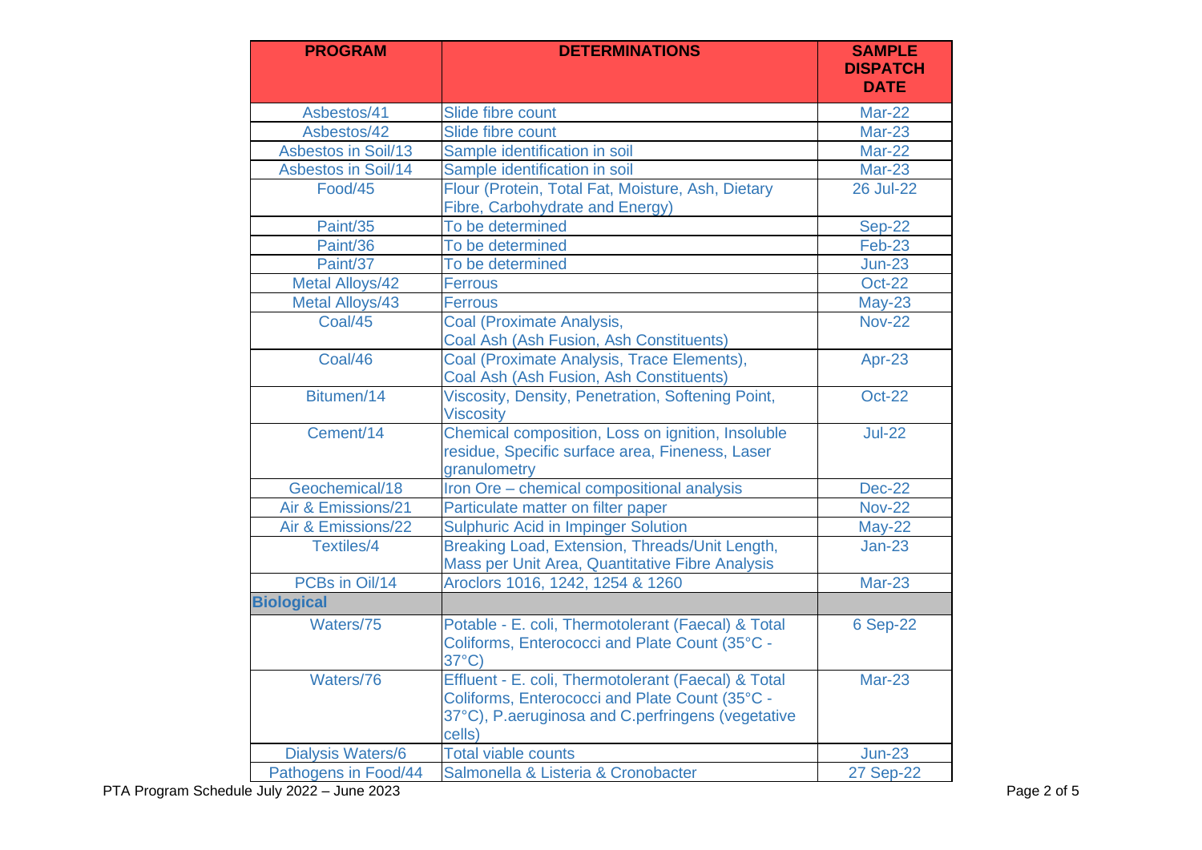| PROGRAM | DETERMINATIONS | SAMPLE DISPATCH DATE |
|---|---|---|
| Asbestos/41 | Slide fibre count | Mar-22 |
| Asbestos/42 | Slide fibre count | Mar-23 |
| Asbestos in Soil/13 | Sample identification in soil | Mar-22 |
| Asbestos in Soil/14 | Sample identification in soil | Mar-23 |
| Food/45 | Flour (Protein, Total Fat, Moisture, Ash, Dietary Fibre, Carbohydrate and Energy) | 26 Jul-22 |
| Paint/35 | To be determined | Sep-22 |
| Paint/36 | To be determined | Feb-23 |
| Paint/37 | To be determined | Jun-23 |
| Metal Alloys/42 | Ferrous | Oct-22 |
| Metal Alloys/43 | Ferrous | May-23 |
| Coal/45 | Coal (Proximate Analysis, Coal Ash (Ash Fusion, Ash Constituents) | Nov-22 |
| Coal/46 | Coal (Proximate Analysis, Trace Elements), Coal Ash (Ash Fusion, Ash Constituents) | Apr-23 |
| Bitumen/14 | Viscosity, Density, Penetration, Softening Point, Viscosity | Oct-22 |
| Cement/14 | Chemical composition, Loss on ignition, Insoluble residue, Specific surface area, Fineness, Laser granulometry | Jul-22 |
| Geochemical/18 | Iron Ore – chemical compositional analysis | Dec-22 |
| Air & Emissions/21 | Particulate matter on filter paper | Nov-22 |
| Air & Emissions/22 | Sulphuric Acid in Impinger Solution | May-22 |
| Textiles/4 | Breaking Load, Extension, Threads/Unit Length, Mass per Unit Area, Quantitative Fibre Analysis | Jan-23 |
| PCBs in Oil/14 | Aroclors 1016, 1242, 1254 & 1260 | Mar-23 |
| **Biological** | | |
| Waters/75 | Potable - E. coli, Thermotolerant (Faecal) & Total Coliforms, Enterococci and Plate Count (35°C - 37°C) | 6 Sep-22 |
| Waters/76 | Effluent - E. coli, Thermotolerant (Faecal) & Total Coliforms, Enterococci and Plate Count (35°C - 37°C), P.aeruginosa and C.perfringens (vegetative cells) | Mar-23 |
| Dialysis Waters/6 | Total viable counts | Jun-23 |
| Pathogens in Food/44 | Salmonella & Listeria & Cronobacter | 27 Sep-22 |

PTA Program Schedule July 2022 – June 2023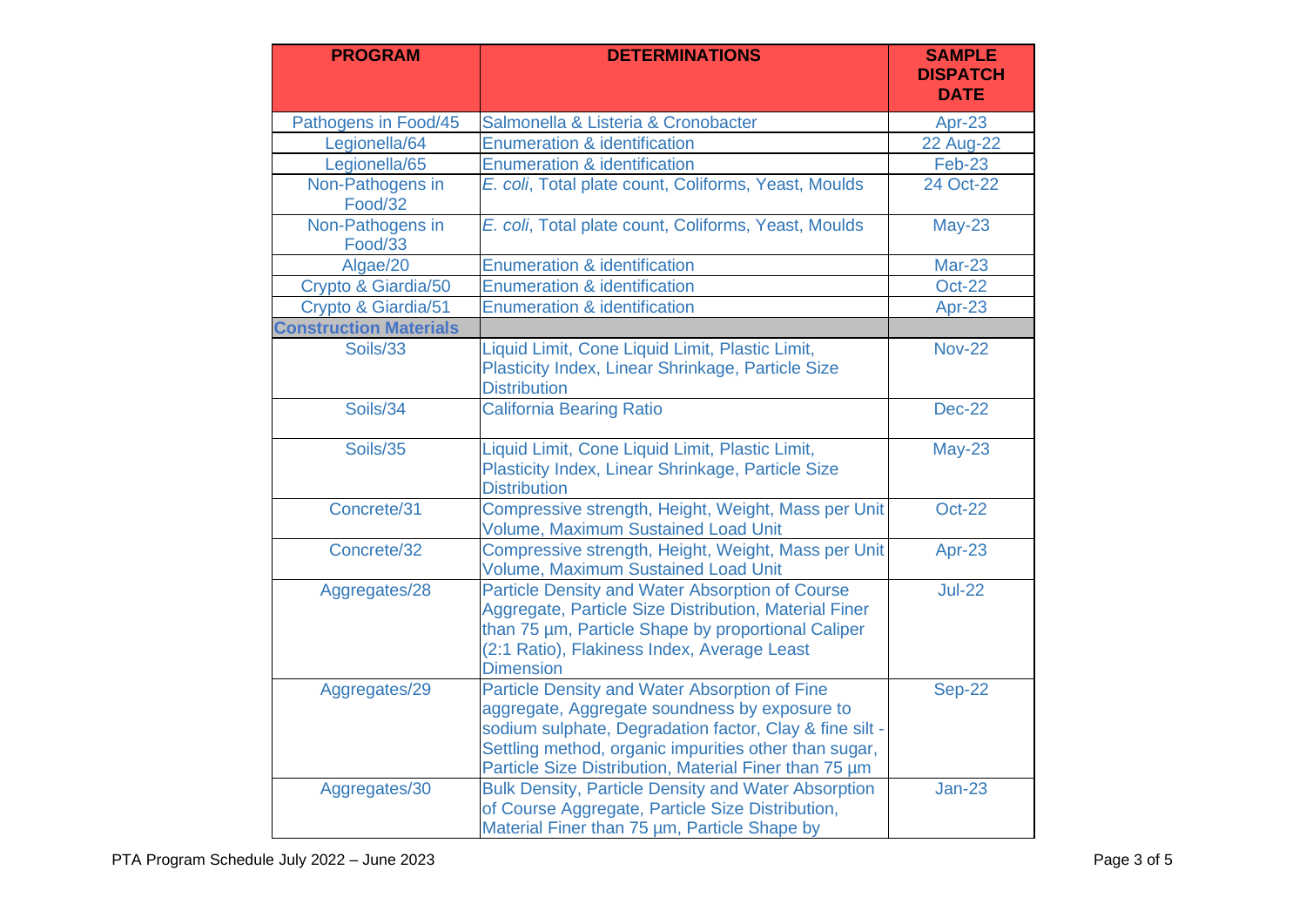| PROGRAM | DETERMINATIONS | SAMPLE DISPATCH DATE |
|---|---|---|
| Pathogens in Food/45 | Salmonella & Listeria & Cronobacter | Apr-23 |
| Legionella/64 | Enumeration & identification | 22 Aug-22 |
| Legionella/65 | Enumeration & identification | Feb-23 |
| Non-Pathogens in Food/32 | *E. coli*, Total plate count, Coliforms, Yeast, Moulds | 24 Oct-22 |
| Non-Pathogens in Food/33 | *E. coli*, Total plate count, Coliforms, Yeast, Moulds | May-23 |
| Algae/20 | Enumeration & identification | Mar-23 |
| Crypto & Giardia/50 | Enumeration & identification | Oct-22 |
| Crypto & Giardia/51 | Enumeration & identification | Apr-23 |
| **Construction Materials** | | |
| Soils/33 | Liquid Limit, Cone Liquid Limit, Plastic Limit, Plasticity Index, Linear Shrinkage, Particle Size Distribution | Nov-22 |
| Soils/34 | California Bearing Ratio | Dec-22 |
| Soils/35 | Liquid Limit, Cone Liquid Limit, Plastic Limit, Plasticity Index, Linear Shrinkage, Particle Size Distribution | May-23 |
| Concrete/31 | Compressive strength, Height, Weight, Mass per Unit Volume, Maximum Sustained Load Unit | Oct-22 |
| Concrete/32 | Compressive strength, Height, Weight, Mass per Unit Volume, Maximum Sustained Load Unit | Apr-23 |
| Aggregates/28 | Particle Density and Water Absorption of Course Aggregate, Particle Size Distribution, Material Finer than 75 µm, Particle Shape by proportional Caliper (2:1 Ratio), Flakiness Index, Average Least Dimension | Jul-22 |
| Aggregates/29 | Particle Density and Water Absorption of Fine aggregate, Aggregate soundness by exposure to sodium sulphate, Degradation factor, Clay & fine silt - Settling method, organic impurities other than sugar, Particle Size Distribution, Material Finer than 75 µm | Sep-22 |
| Aggregates/30 | Bulk Density, Particle Density and Water Absorption of Course Aggregate, Particle Size Distribution, Material Finer than 75 µm, Particle Shape by | Jan-23 |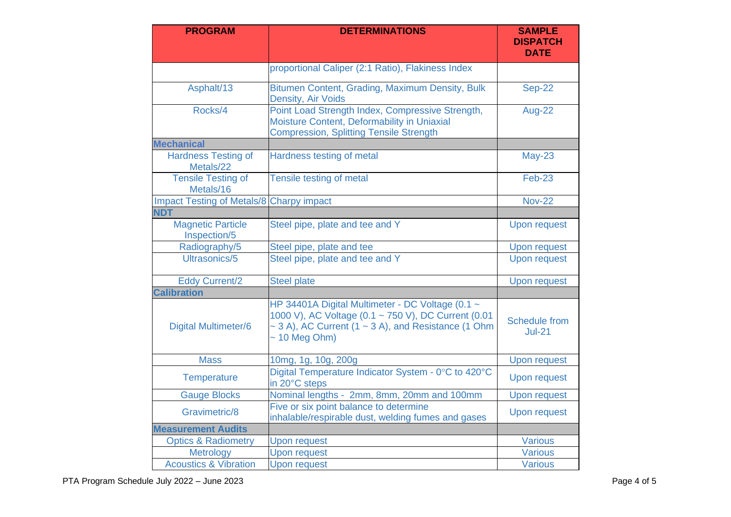| PROGRAM | DETERMINATIONS | SAMPLE DISPATCH DATE |
|---|---|---|
| | proportional Caliper (2:1 Ratio), Flakiness Index | |
| Asphalt/13 | Bitumen Content, Grading, Maximum Density, Bulk Density, Air Voids | Sep-22 |
| Rocks/4 | Point Load Strength Index, Compressive Strength, Moisture Content, Deformability in Uniaxial Compression, Splitting Tensile Strength | Aug-22 |
| **Mechanical** | | |
| Hardness Testing of Metals/22 | Hardness testing of metal | May-23 |
| Tensile Testing of Metals/16 | Tensile testing of metal | Feb-23 |
| Impact Testing of Metals/8 | Charpy impact | Nov-22 |
| **NDT** | | |
| Magnetic Particle Inspection/5 | Steel pipe, plate and tee and Y | Upon request |
| Radiography/5 | Steel pipe, plate and tee | Upon request |
| Ultrasonics/5 | Steel pipe, plate and tee and Y | Upon request |
| Eddy Current/2 | Steel plate | Upon request |
| **Calibration** | | |
| Digital Multimeter/6 | HP 34401A Digital Multimeter - DC Voltage (0.1 ~ 1000 V), AC Voltage (0.1 ~ 750 V), DC Current (0.01 ~ 3 A), AC Current (1 ~ 3 A), and Resistance (1 Ohm ~ 10 Meg Ohm) | Schedule from Jul-21 |
| Mass | 10mg, 1g, 10g, 200g | Upon request |
| Temperature | Digital Temperature Indicator System - 0°C to 420°C in 20°C steps | Upon request |
| Gauge Blocks | Nominal lengths - 2mm, 8mm, 20mm and 100mm | Upon request |
| Gravimetric/8 | Five or six point balance to determine inhalable/respirable dust, welding fumes and gases | Upon request |
| **Measurement Audits** | | |
| Optics & Radiometry | Upon request | Various |
| Metrology | Upon request | Various |
| Acoustics & Vibration | Upon request | Various |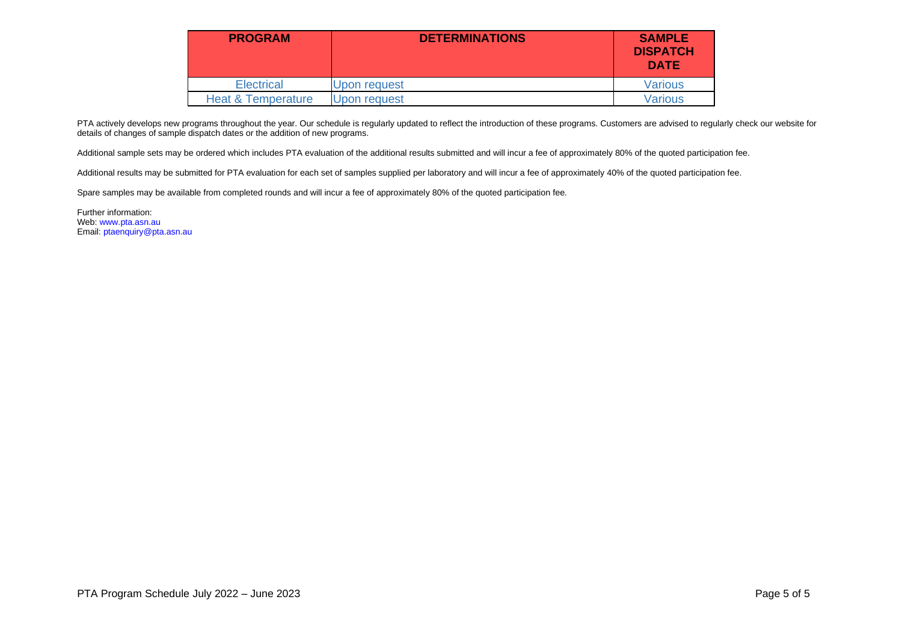| PROGRAM | DETERMINATIONS | SAMPLE DISPATCH DATE |
| --- | --- | --- |
| Electrical | Upon request | Various |
| Heat & Temperature | Upon request | Various |

PTA actively develops new programs throughout the year. Our schedule is regularly updated to reflect the introduction of these programs. Customers are advised to regularly check our website for details of changes of sample dispatch dates or the addition of new programs.

Additional sample sets may be ordered which includes PTA evaluation of the additional results submitted and will incur a fee of approximately 80% of the quoted participation fee.

Additional results may be submitted for PTA evaluation for each set of samples supplied per laboratory and will incur a fee of approximately 40% of the quoted participation fee.

Spare samples may be available from completed rounds and will incur a fee of approximately 80% of the quoted participation fee.

Further information:
Web: www.pta.asn.au
Email: ptaenquiry@pta.asn.au